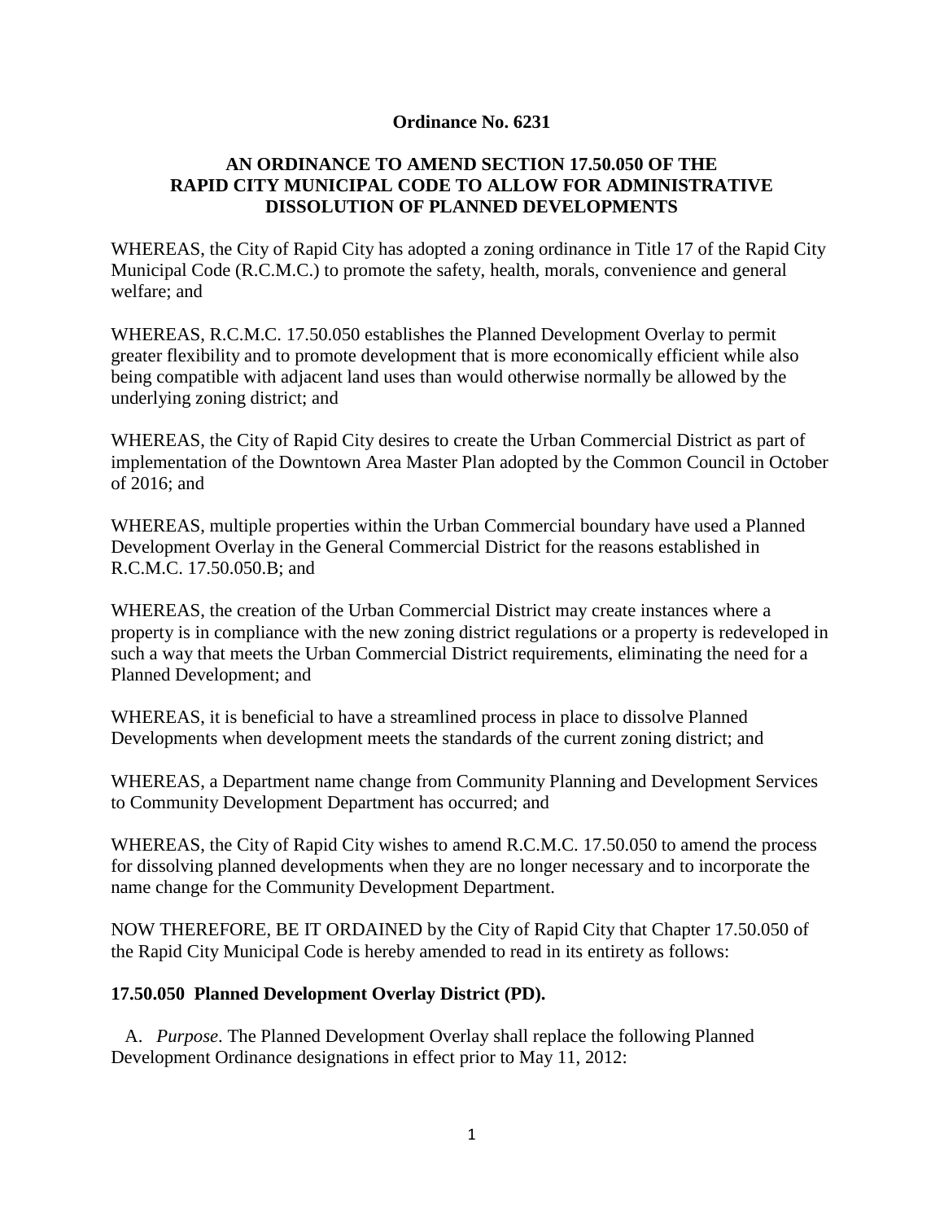**Ordinance No. 6231**

**AN ORDINANCE TO AMEND SECTION 17.50.050 OF THE RAPID CITY MUNICIPAL CODE TO ALLOW FOR ADMINISTRATIVE DISSOLUTION OF PLANNED DEVELOPMENTS**

WHEREAS, the City of Rapid City has adopted a zoning ordinance in Title 17 of the Rapid City Municipal Code (R.C.M.C.) to promote the safety, health, morals, convenience and general welfare; and

WHEREAS, R.C.M.C. 17.50.050 establishes the Planned Development Overlay to permit greater flexibility and to promote development that is more economically efficient while also being compatible with adjacent land uses than would otherwise normally be allowed by the underlying zoning district; and

WHEREAS, the City of Rapid City desires to create the Urban Commercial District as part of implementation of the Downtown Area Master Plan adopted by the Common Council in October of 2016; and

WHEREAS, multiple properties within the Urban Commercial boundary have used a Planned Development Overlay in the General Commercial District for the reasons established in R.C.M.C. 17.50.050.B; and

WHEREAS, the creation of the Urban Commercial District may create instances where a property is in compliance with the new zoning district regulations or a property is redeveloped in such a way that meets the Urban Commercial District requirements, eliminating the need for a Planned Development; and

WHEREAS, it is beneficial to have a streamlined process in place to dissolve Planned Developments when development meets the standards of the current zoning district; and

WHEREAS, a Department name change from Community Planning and Development Services to Community Development Department has occurred; and

WHEREAS, the City of Rapid City wishes to amend R.C.M.C. 17.50.050 to amend the process for dissolving planned developments when they are no longer necessary and to incorporate the name change for the Community Development Department.

NOW THEREFORE, BE IT ORDAINED by the City of Rapid City that Chapter 17.50.050 of the Rapid City Municipal Code is hereby amended to read in its entirety as follows:

**17.50.050 Planned Development Overlay District (PD).**

A. *Purpose*. The Planned Development Overlay shall replace the following Planned Development Ordinance designations in effect prior to May 11, 2012: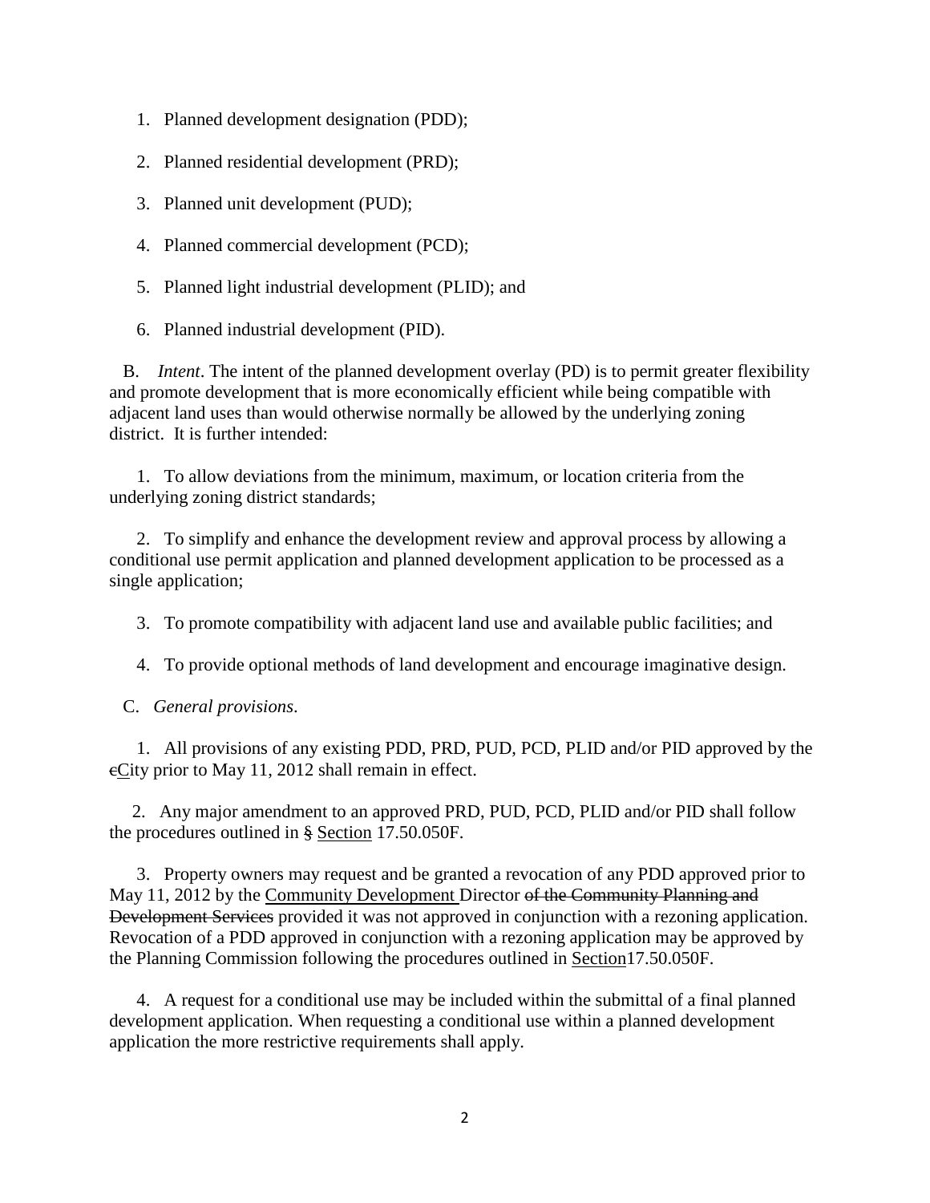1. Planned development designation (PDD);

2. Planned residential development (PRD);

3. Planned unit development (PUD);

4. Planned commercial development (PCD);

5. Planned light industrial development (PLID); and

6. Planned industrial development (PID).

B. *Intent*. The intent of the planned development overlay (PD) is to permit greater flexibility and promote development that is more economically efficient while being compatible with adjacent land uses than would otherwise normally be allowed by the underlying zoning district. It is further intended:

1. To allow deviations from the minimum, maximum, or location criteria from the underlying zoning district standards;

2. To simplify and enhance the development review and approval process by allowing a conditional use permit application and planned development application to be processed as a single application;

3. To promote compatibility with adjacent land use and available public facilities; and

4. To provide optional methods of land development and encourage imaginative design.

C. *General provisions*.

1. All provisions of any existing PDD, PRD, PUD, PCD, PLID and/or PID approved by the ~~c~~<u>C</u>ity prior to May 11, 2012 shall remain in effect.

2. Any major amendment to an approved PRD, PUD, PCD, PLID and/or PID shall follow the procedures outlined in ~~§~~ <u>Section</u> 17.50.050F.

3. Property owners may request and be granted a revocation of any PDD approved prior to May 11, 2012 by the <u>Community Development</u> Director ~~of the Community Planning and Development Services~~ provided it was not approved in conjunction with a rezoning application. Revocation of a PDD approved in conjunction with a rezoning application may be approved by the Planning Commission following the procedures outlined in <u>Section</u>17.50.050F.

4. A request for a conditional use may be included within the submittal of a final planned development application. When requesting a conditional use within a planned development application the more restrictive requirements shall apply.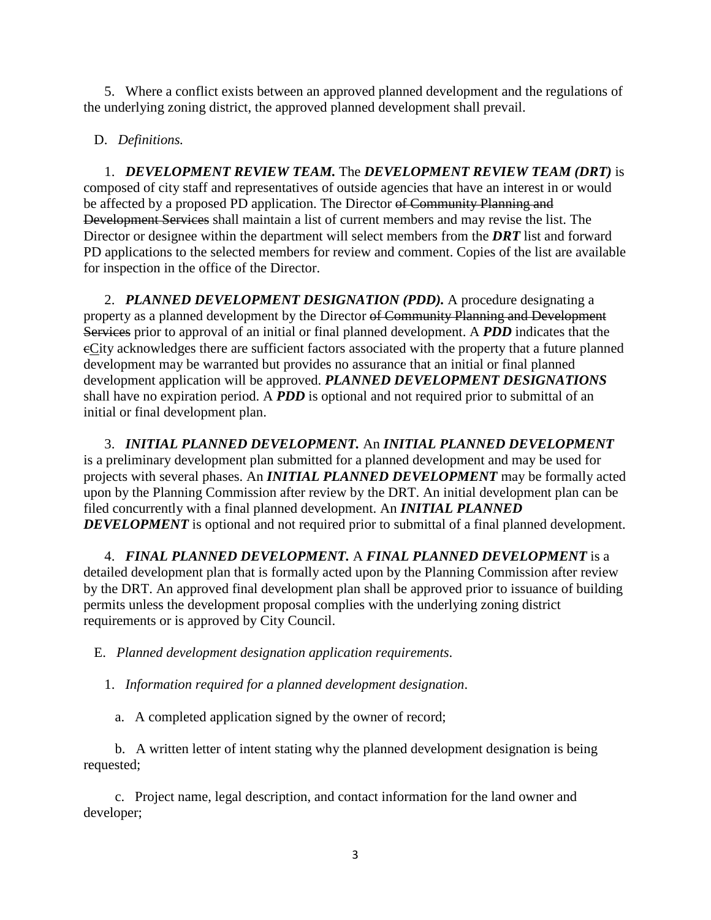5. Where a conflict exists between an approved planned development and the regulations of the underlying zoning district, the approved planned development shall prevail.

D. *Definitions.*

1. ***DEVELOPMENT REVIEW TEAM.*** The ***DEVELOPMENT REVIEW TEAM (DRT)*** is composed of city staff and representatives of outside agencies that have an interest in or would be affected by a proposed PD application. The Director ~~of Community Planning and Development Services~~ shall maintain a list of current members and may revise the list. The Director or designee within the department will select members from the ***DRT*** list and forward PD applications to the selected members for review and comment. Copies of the list are available for inspection in the office of the Director.

2. ***PLANNED DEVELOPMENT DESIGNATION (PDD).*** A procedure designating a property as a planned development by the Director ~~of Community Planning and Development Services~~ prior to approval of an initial or final planned development. A ***PDD*** indicates that the ~~c~~City acknowledges there are sufficient factors associated with the property that a future planned development may be warranted but provides no assurance that an initial or final planned development application will be approved. ***PLANNED DEVELOPMENT DESIGNATIONS*** shall have no expiration period. A ***PDD*** is optional and not required prior to submittal of an initial or final development plan.

3. ***INITIAL PLANNED DEVELOPMENT.*** An ***INITIAL PLANNED DEVELOPMENT*** is a preliminary development plan submitted for a planned development and may be used for projects with several phases. An ***INITIAL PLANNED DEVELOPMENT*** may be formally acted upon by the Planning Commission after review by the DRT. An initial development plan can be filed concurrently with a final planned development. An ***INITIAL PLANNED DEVELOPMENT*** is optional and not required prior to submittal of a final planned development.

4. ***FINAL PLANNED DEVELOPMENT.*** A ***FINAL PLANNED DEVELOPMENT*** is a detailed development plan that is formally acted upon by the Planning Commission after review by the DRT. An approved final development plan shall be approved prior to issuance of building permits unless the development proposal complies with the underlying zoning district requirements or is approved by City Council.

E. *Planned development designation application requirements.*

1. *Information required for a planned development designation*.

a. A completed application signed by the owner of record;

b. A written letter of intent stating why the planned development designation is being requested;

c. Project name, legal description, and contact information for the land owner and developer;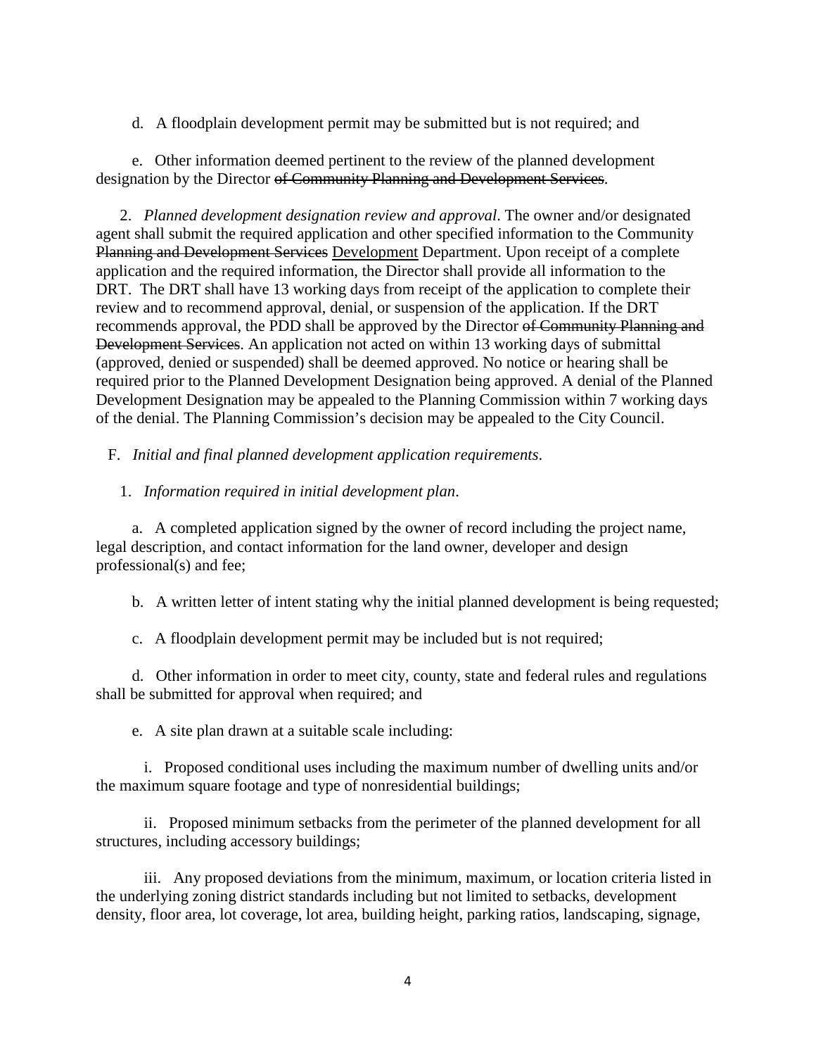d. A floodplain development permit may be submitted but is not required; and

e. Other information deemed pertinent to the review of the planned development designation by the Director ~~of Community Planning and Development Services~~.

2. *Planned development designation review and approval*. The owner and/or designated agent shall submit the required application and other specified information to the Community ~~Planning and Development Services~~ Development Department. Upon receipt of a complete application and the required information, the Director shall provide all information to the DRT. The DRT shall have 13 working days from receipt of the application to complete their review and to recommend approval, denial, or suspension of the application. If the DRT recommends approval, the PDD shall be approved by the Director ~~of Community Planning and Development Services~~. An application not acted on within 13 working days of submittal (approved, denied or suspended) shall be deemed approved. No notice or hearing shall be required prior to the Planned Development Designation being approved. A denial of the Planned Development Designation may be appealed to the Planning Commission within 7 working days of the denial. The Planning Commission's decision may be appealed to the City Council.

F. *Initial and final planned development application requirements*.

1. *Information required in initial development plan*.

a. A completed application signed by the owner of record including the project name, legal description, and contact information for the land owner, developer and design professional(s) and fee;

b. A written letter of intent stating why the initial planned development is being requested;

c. A floodplain development permit may be included but is not required;

d. Other information in order to meet city, county, state and federal rules and regulations shall be submitted for approval when required; and

e. A site plan drawn at a suitable scale including:

i. Proposed conditional uses including the maximum number of dwelling units and/or the maximum square footage and type of nonresidential buildings;

ii. Proposed minimum setbacks from the perimeter of the planned development for all structures, including accessory buildings;

iii. Any proposed deviations from the minimum, maximum, or location criteria listed in the underlying zoning district standards including but not limited to setbacks, development density, floor area, lot coverage, lot area, building height, parking ratios, landscaping, signage,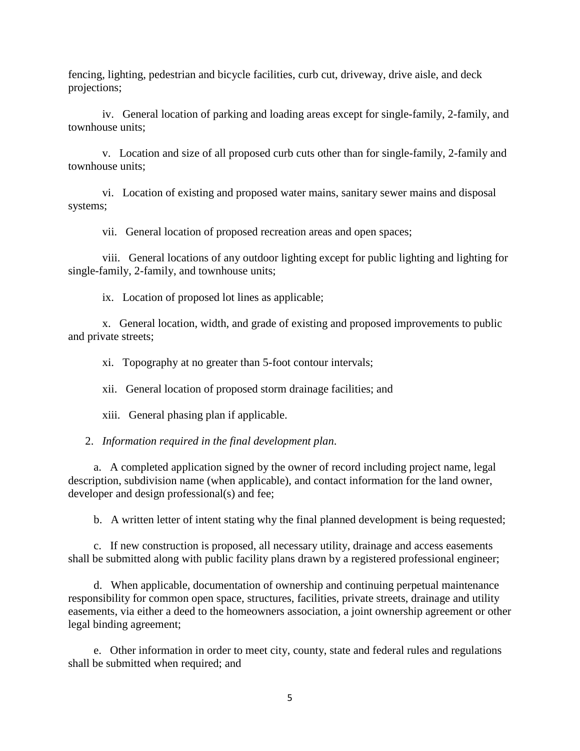fencing, lighting, pedestrian and bicycle facilities, curb cut, driveway, drive aisle, and deck projections;

iv. General location of parking and loading areas except for single-family, 2-family, and townhouse units;

v. Location and size of all proposed curb cuts other than for single-family, 2-family and townhouse units;

vi. Location of existing and proposed water mains, sanitary sewer mains and disposal systems;

vii. General location of proposed recreation areas and open spaces;

viii. General locations of any outdoor lighting except for public lighting and lighting for single-family, 2-family, and townhouse units;

ix. Location of proposed lot lines as applicable;

x. General location, width, and grade of existing and proposed improvements to public and private streets;

xi. Topography at no greater than 5-foot contour intervals;

xii. General location of proposed storm drainage facilities; and

xiii. General phasing plan if applicable.

2. *Information required in the final development plan*.

a. A completed application signed by the owner of record including project name, legal description, subdivision name (when applicable), and contact information for the land owner, developer and design professional(s) and fee;

b. A written letter of intent stating why the final planned development is being requested;

c. If new construction is proposed, all necessary utility, drainage and access easements shall be submitted along with public facility plans drawn by a registered professional engineer;

d. When applicable, documentation of ownership and continuing perpetual maintenance responsibility for common open space, structures, facilities, private streets, drainage and utility easements, via either a deed to the homeowners association, a joint ownership agreement or other legal binding agreement;

e. Other information in order to meet city, county, state and federal rules and regulations shall be submitted when required; and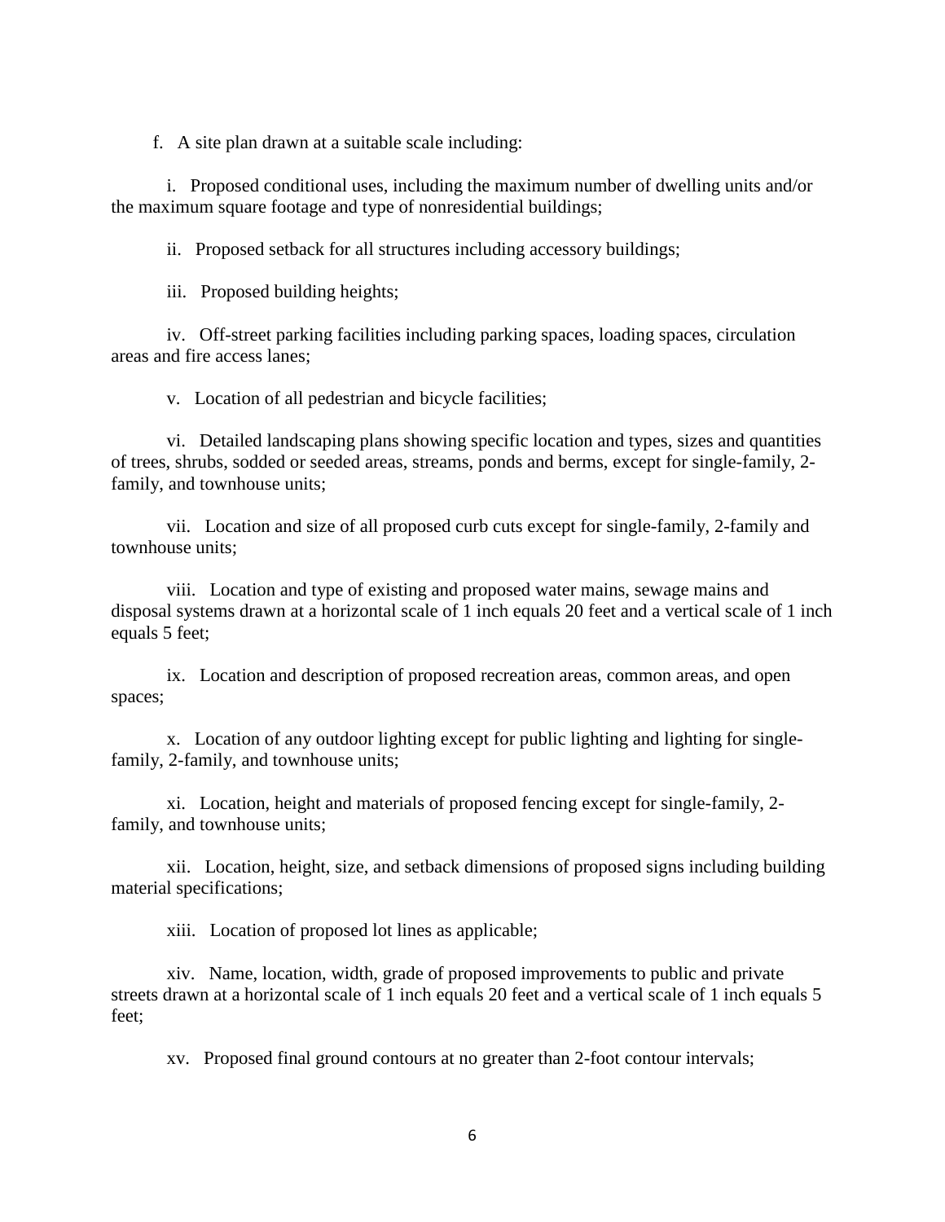f. A site plan drawn at a suitable scale including:

i. Proposed conditional uses, including the maximum number of dwelling units and/or the maximum square footage and type of nonresidential buildings;

ii. Proposed setback for all structures including accessory buildings;

iii. Proposed building heights;

iv. Off-street parking facilities including parking spaces, loading spaces, circulation areas and fire access lanes;

v. Location of all pedestrian and bicycle facilities;

vi. Detailed landscaping plans showing specific location and types, sizes and quantities of trees, shrubs, sodded or seeded areas, streams, ponds and berms, except for single-family, 2-family, and townhouse units;

vii. Location and size of all proposed curb cuts except for single-family, 2-family and townhouse units;

viii. Location and type of existing and proposed water mains, sewage mains and disposal systems drawn at a horizontal scale of 1 inch equals 20 feet and a vertical scale of 1 inch equals 5 feet;

ix. Location and description of proposed recreation areas, common areas, and open spaces;

x. Location of any outdoor lighting except for public lighting and lighting for single-family, 2-family, and townhouse units;

xi. Location, height and materials of proposed fencing except for single-family, 2-family, and townhouse units;

xii. Location, height, size, and setback dimensions of proposed signs including building material specifications;

xiii. Location of proposed lot lines as applicable;

xiv. Name, location, width, grade of proposed improvements to public and private streets drawn at a horizontal scale of 1 inch equals 20 feet and a vertical scale of 1 inch equals 5 feet;

xv. Proposed final ground contours at no greater than 2-foot contour intervals;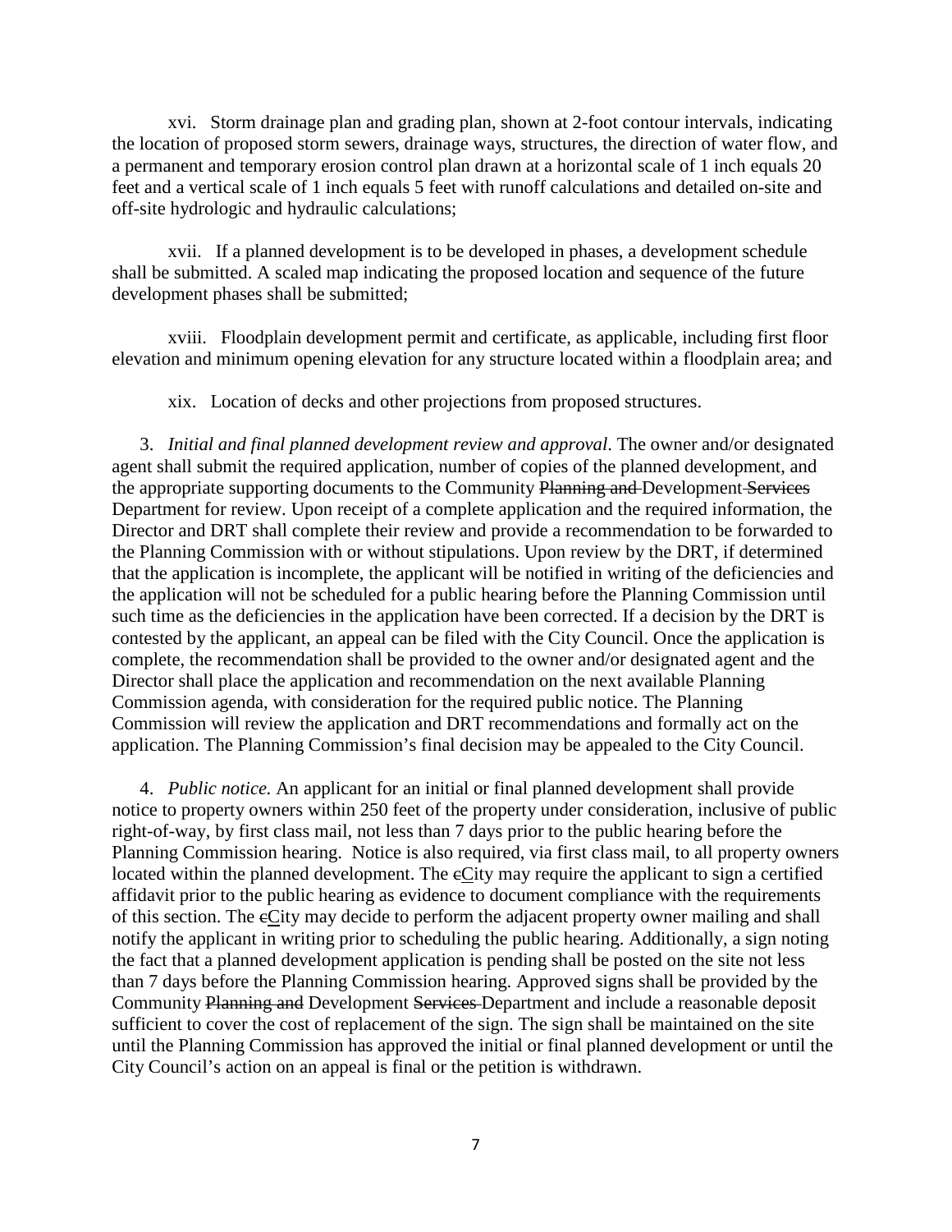xvi. Storm drainage plan and grading plan, shown at 2-foot contour intervals, indicating the location of proposed storm sewers, drainage ways, structures, the direction of water flow, and a permanent and temporary erosion control plan drawn at a horizontal scale of 1 inch equals 20 feet and a vertical scale of 1 inch equals 5 feet with runoff calculations and detailed on-site and off-site hydrologic and hydraulic calculations;

xvii. If a planned development is to be developed in phases, a development schedule shall be submitted. A scaled map indicating the proposed location and sequence of the future development phases shall be submitted;

xviii. Floodplain development permit and certificate, as applicable, including first floor elevation and minimum opening elevation for any structure located within a floodplain area; and

xix. Location of decks and other projections from proposed structures.

3. *Initial and final planned development review and approval.* The owner and/or designated agent shall submit the required application, number of copies of the planned development, and the appropriate supporting documents to the Community ~~Planning and~~ Development ~~Services~~ Department for review. Upon receipt of a complete application and the required information, the Director and DRT shall complete their review and provide a recommendation to be forwarded to the Planning Commission with or without stipulations. Upon review by the DRT, if determined that the application is incomplete, the applicant will be notified in writing of the deficiencies and the application will not be scheduled for a public hearing before the Planning Commission until such time as the deficiencies in the application have been corrected. If a decision by the DRT is contested by the applicant, an appeal can be filed with the City Council. Once the application is complete, the recommendation shall be provided to the owner and/or designated agent and the Director shall place the application and recommendation on the next available Planning Commission agenda, with consideration for the required public notice. The Planning Commission will review the application and DRT recommendations and formally act on the application. The Planning Commission's final decision may be appealed to the City Council.

4. *Public notice.* An applicant for an initial or final planned development shall provide notice to property owners within 250 feet of the property under consideration, inclusive of public right-of-way, by first class mail, not less than 7 days prior to the public hearing before the Planning Commission hearing. Notice is also required, via first class mail, to all property owners located within the planned development. The ~~c~~City may require the applicant to sign a certified affidavit prior to the public hearing as evidence to document compliance with the requirements of this section. The ~~c~~City may decide to perform the adjacent property owner mailing and shall notify the applicant in writing prior to scheduling the public hearing. Additionally, a sign noting the fact that a planned development application is pending shall be posted on the site not less than 7 days before the Planning Commission hearing. Approved signs shall be provided by the Community ~~Planning and~~ Development ~~Services~~ Department and include a reasonable deposit sufficient to cover the cost of replacement of the sign. The sign shall be maintained on the site until the Planning Commission has approved the initial or final planned development or until the City Council's action on an appeal is final or the petition is withdrawn.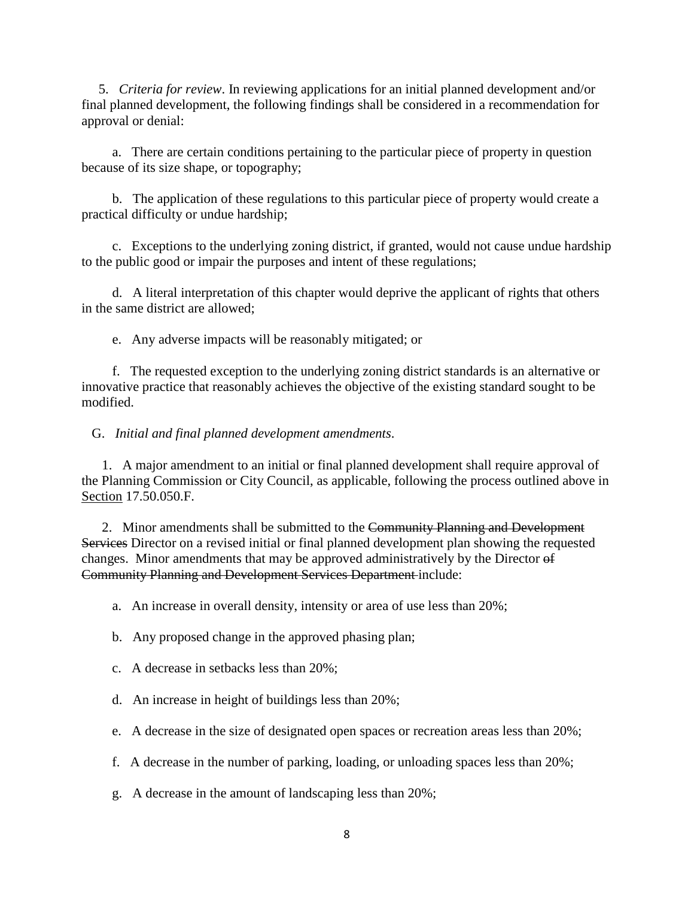5. *Criteria for review*. In reviewing applications for an initial planned development and/or final planned development, the following findings shall be considered in a recommendation for approval or denial:

a. There are certain conditions pertaining to the particular piece of property in question because of its size shape, or topography;

b. The application of these regulations to this particular piece of property would create a practical difficulty or undue hardship;

c. Exceptions to the underlying zoning district, if granted, would not cause undue hardship to the public good or impair the purposes and intent of these regulations;

d. A literal interpretation of this chapter would deprive the applicant of rights that others in the same district are allowed;

e. Any adverse impacts will be reasonably mitigated; or

f. The requested exception to the underlying zoning district standards is an alternative or innovative practice that reasonably achieves the objective of the existing standard sought to be modified.

G. *Initial and final planned development amendments*.

1. A major amendment to an initial or final planned development shall require approval of the Planning Commission or City Council, as applicable, following the process outlined above in Section 17.50.050.F.

2. Minor amendments shall be submitted to the ~~Community Planning and Development Services~~ Director on a revised initial or final planned development plan showing the requested changes. Minor amendments that may be approved administratively by the Director ~~of Community Planning and Development Services Department~~ include:

a. An increase in overall density, intensity or area of use less than 20%;

b. Any proposed change in the approved phasing plan;

c. A decrease in setbacks less than 20%;

d. An increase in height of buildings less than 20%;

e. A decrease in the size of designated open spaces or recreation areas less than 20%;

f. A decrease in the number of parking, loading, or unloading spaces less than 20%;

g. A decrease in the amount of landscaping less than 20%;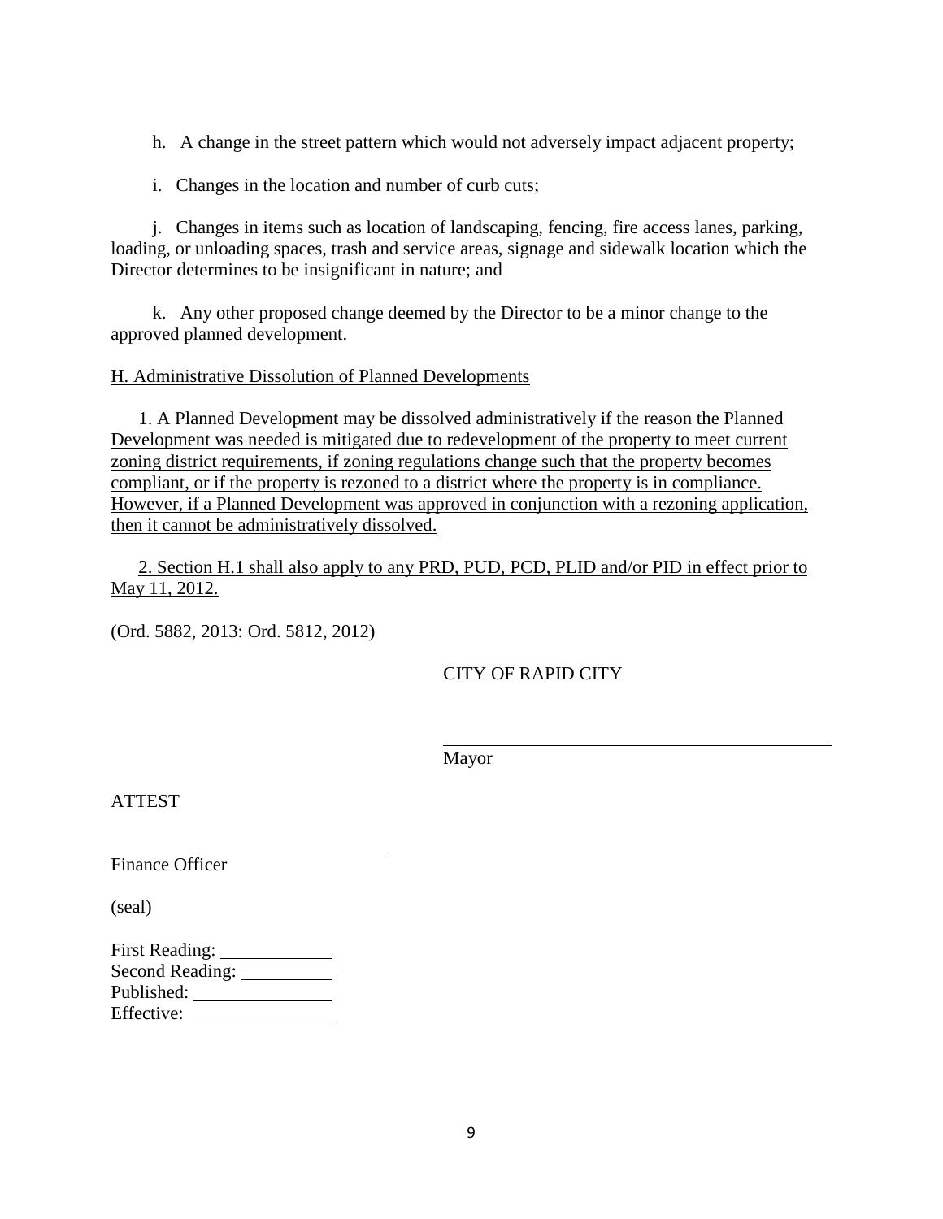h. A change in the street pattern which would not adversely impact adjacent property;

i. Changes in the location and number of curb cuts;

j. Changes in items such as location of landscaping, fencing, fire access lanes, parking, loading, or unloading spaces, trash and service areas, signage and sidewalk location which the Director determines to be insignificant in nature; and

k. Any other proposed change deemed by the Director to be a minor change to the approved planned development.

<u>H. Administrative Dissolution of Planned Developments</u>

<u>1. A Planned Development may be dissolved administratively if the reason the Planned Development was needed is mitigated due to redevelopment of the property to meet current zoning district requirements, if zoning regulations change such that the property becomes compliant, or if the property is rezoned to a district where the property is in compliance. However, if a Planned Development was approved in conjunction with a rezoning application, then it cannot be administratively dissolved.</u>

<u>2. Section H.1 shall also apply to any PRD, PUD, PCD, PLID and/or PID in effect prior to May 11, 2012.</u>

(Ord. 5882, 2013: Ord. 5812, 2012)

CITY OF RAPID CITY

______________________________
Mayor

ATTEST

______________________________
Finance Officer

(seal)

First Reading: ____________
Second Reading: __________
Published: _______________
Effective: _______________